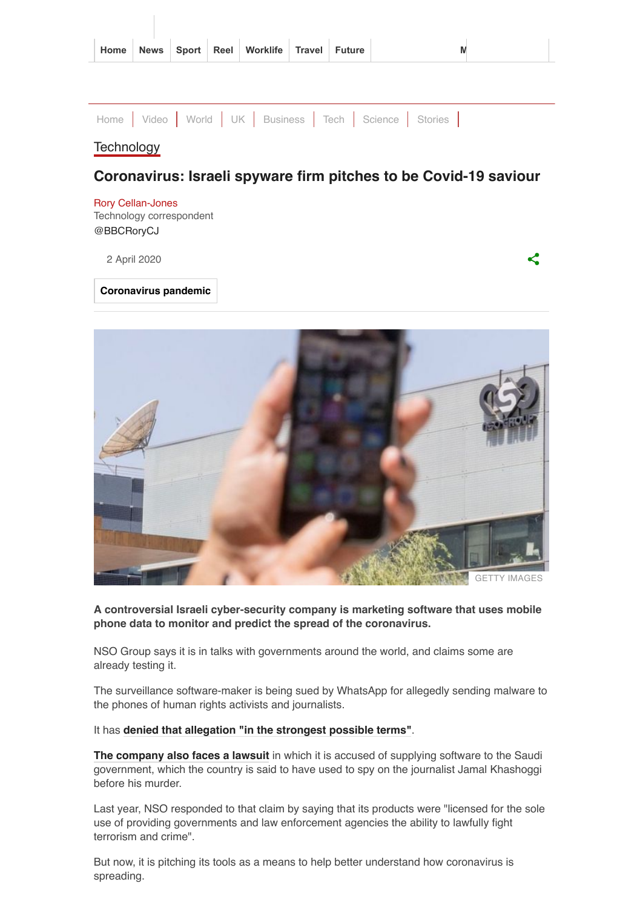Home | News | Sport | Reel | Worklife | Travel | Future

Home | Video | World | UK | Business | Tech | Science | Stories

Technology

# Coronavirus: Israeli spyware firm pitches to be Covid-19 saviour

Rory Cellan-Jones
Technology correspondent
@BBCRoryCJ

2 April 2020

Coronavirus pandemic

GETTY IMAGES

**A controversial Israeli cyber-security company is marketing software that uses mobile phone data to monitor and predict the spread of the coronavirus.**

NSO Group says it is in talks with governments around the world, and claims some are already testing it.

The surveillance software-maker is being sued by WhatsApp for allegedly sending malware to the phones of human rights activists and journalists.

It has **denied that allegation "in the strongest possible terms"**.

**The company also faces a lawsuit** in which it is accused of supplying software to the Saudi government, which the country is said to have used to spy on the journalist Jamal Khashoggi before his murder.

Last year, NSO responded to that claim by saying that its products were "licensed for the sole use of providing governments and law enforcement agencies the ability to lawfully fight terrorism and crime".

But now, it is pitching its tools as a means to help better understand how coronavirus is spreading.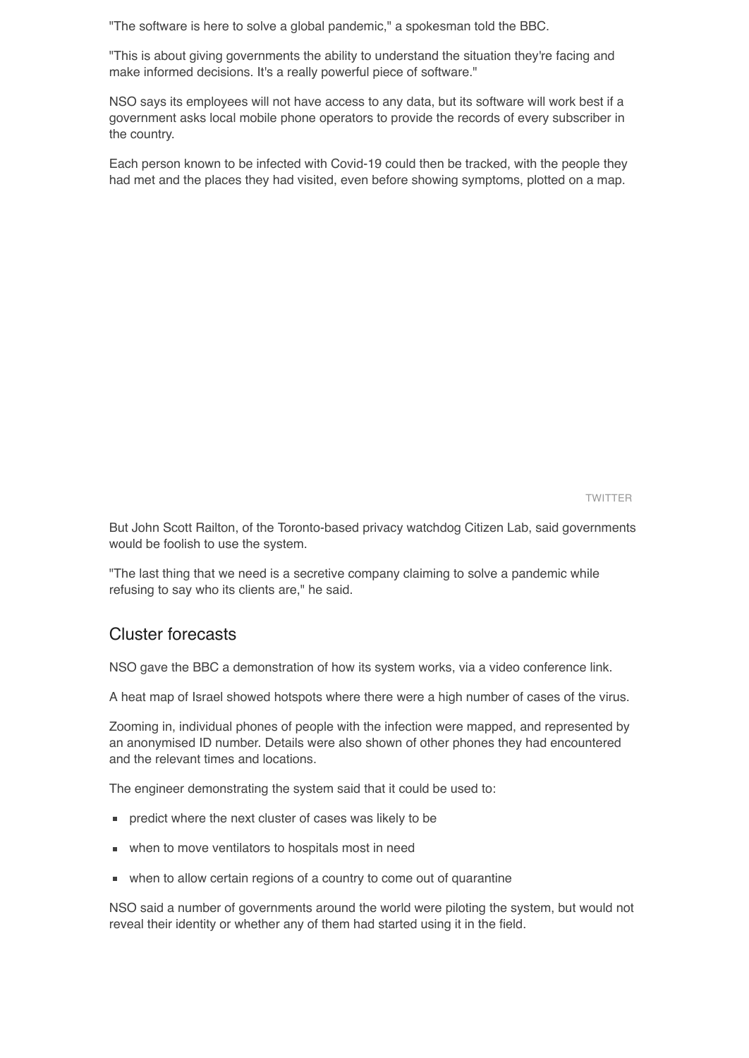"The software is here to solve a global pandemic," a spokesman told the BBC.

"This is about giving governments the ability to understand the situation they're facing and make informed decisions. It's a really powerful piece of software."

NSO says its employees will not have access to any data, but its software will work best if a government asks local mobile phone operators to provide the records of every subscriber in the country.

Each person known to be infected with Covid-19 could then be tracked, with the people they had met and the places they had visited, even before showing symptoms, plotted on a map.

TWITTER

But John Scott Railton, of the Toronto-based privacy watchdog Citizen Lab, said governments would be foolish to use the system.

"The last thing that we need is a secretive company claiming to solve a pandemic while refusing to say who its clients are," he said.

## Cluster forecasts

NSO gave the BBC a demonstration of how its system works, via a video conference link.

A heat map of Israel showed hotspots where there were a high number of cases of the virus.

Zooming in, individual phones of people with the infection were mapped, and represented by an anonymised ID number. Details were also shown of other phones they had encountered and the relevant times and locations.

The engineer demonstrating the system said that it could be used to:

- predict where the next cluster of cases was likely to be
- when to move ventilators to hospitals most in need
- when to allow certain regions of a country to come out of quarantine

NSO said a number of governments around the world were piloting the system, but would not reveal their identity or whether any of them had started using it in the field.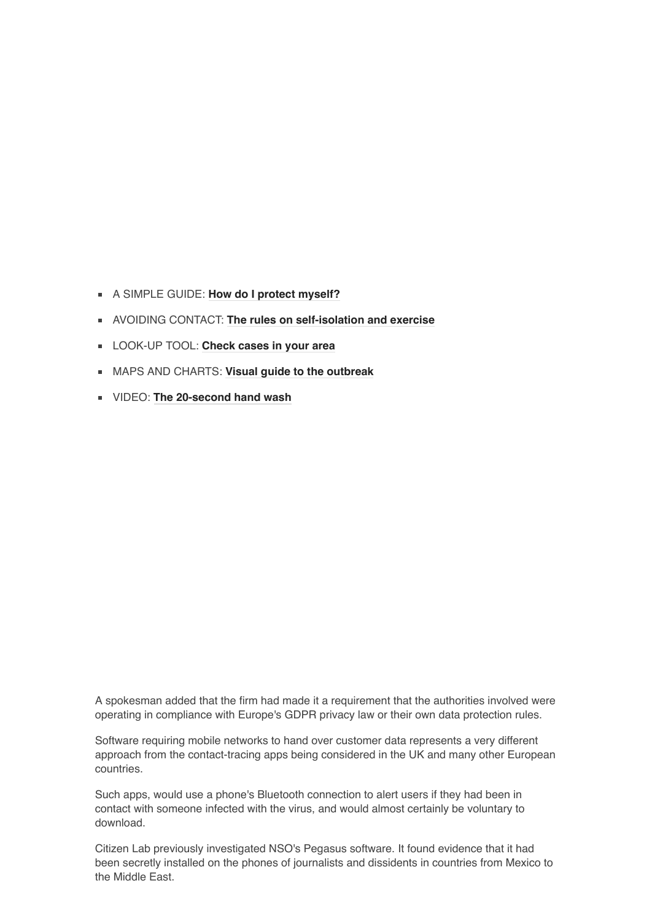- A SIMPLE GUIDE: **How do I protect myself?**
- AVOIDING CONTACT: **The rules on self-isolation and exercise**
- LOOK-UP TOOL: **Check cases in your area**
- MAPS AND CHARTS: **Visual guide to the outbreak**
- VIDEO: **The 20-second hand wash**

A spokesman added that the firm had made it a requirement that the authorities involved were operating in compliance with Europe's GDPR privacy law or their own data protection rules.

Software requiring mobile networks to hand over customer data represents a very different approach from the contact-tracing apps being considered in the UK and many other European countries.

Such apps, would use a phone's Bluetooth connection to alert users if they had been in contact with someone infected with the virus, and would almost certainly be voluntary to download.

Citizen Lab previously investigated NSO's Pegasus software. It found evidence that it had been secretly installed on the phones of journalists and dissidents in countries from Mexico to the Middle East.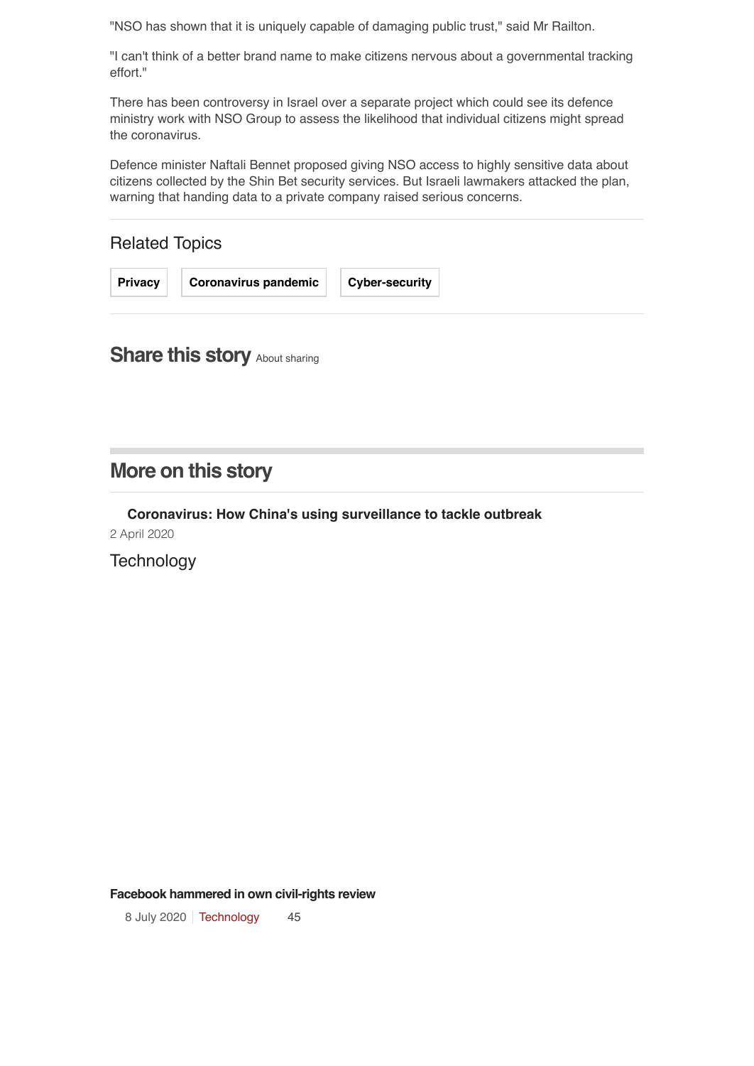"NSO has shown that it is uniquely capable of damaging public trust," said Mr Railton.

"I can't think of a better brand name to make citizens nervous about a governmental tracking effort."

There has been controversy in Israel over a separate project which could see its defence ministry work with NSO Group to assess the likelihood that individual citizens might spread the coronavirus.

Defence minister Naftali Bennet proposed giving NSO access to highly sensitive data about citizens collected by the Shin Bet security services. But Israeli lawmakers attacked the plan, warning that handing data to a private company raised serious concerns.

## Related Topics

**Privacy** **Coronavirus pandemic** **Cyber-security**

## Share this story About sharing

## More on this story

**Coronavirus: How China's using surveillance to tackle outbreak**

2 April 2020

Technology

**Facebook hammered in own civil-rights review**

8 July 2020 | Technology 45